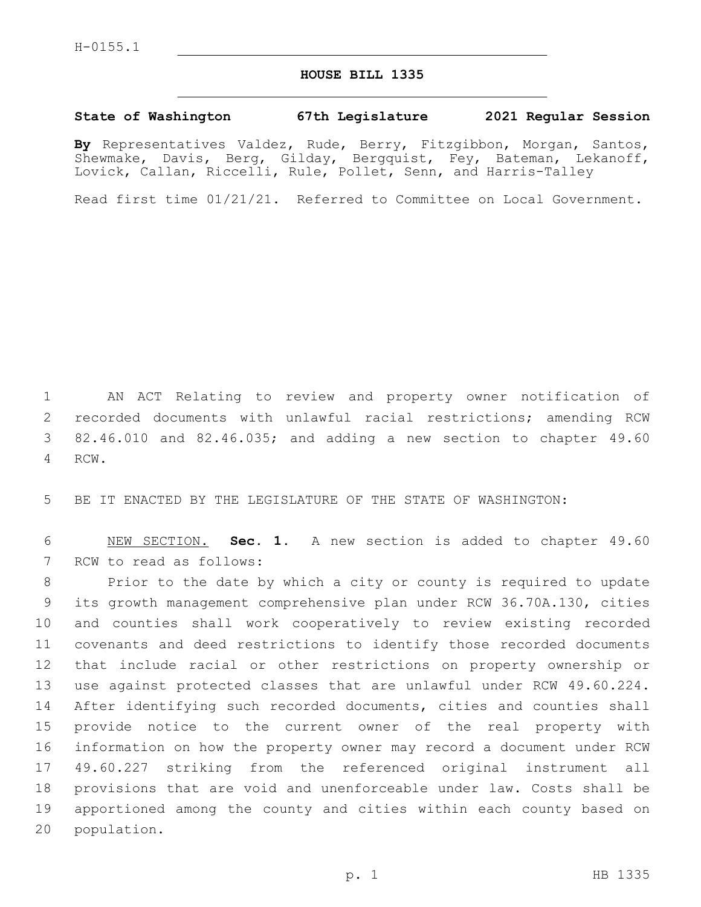H-0155.1

# HOUSE BILL 1335

**State of Washington 67th Legislature 2021 Regular Session**

**By** Representatives Valdez, Rude, Berry, Fitzgibbon, Morgan, Santos, Shewmake, Davis, Berg, Gilday, Bergquist, Fey, Bateman, Lekanoff, Lovick, Callan, Riccelli, Rule, Pollet, Senn, and Harris-Talley

Read first time 01/21/21. Referred to Committee on Local Government.

AN ACT Relating to review and property owner notification of recorded documents with unlawful racial restrictions; amending RCW 82.46.010 and 82.46.035; and adding a new section to chapter 49.60 RCW.

BE IT ENACTED BY THE LEGISLATURE OF THE STATE OF WASHINGTON:

NEW SECTION. **Sec. 1.** A new section is added to chapter 49.60 RCW to read as follows:

Prior to the date by which a city or county is required to update its growth management comprehensive plan under RCW 36.70A.130, cities and counties shall work cooperatively to review existing recorded covenants and deed restrictions to identify those recorded documents that include racial or other restrictions on property ownership or use against protected classes that are unlawful under RCW 49.60.224. After identifying such recorded documents, cities and counties shall provide notice to the current owner of the real property with information on how the property owner may record a document under RCW 49.60.227 striking from the referenced original instrument all provisions that are void and unenforceable under law. Costs shall be apportioned among the county and cities within each county based on population.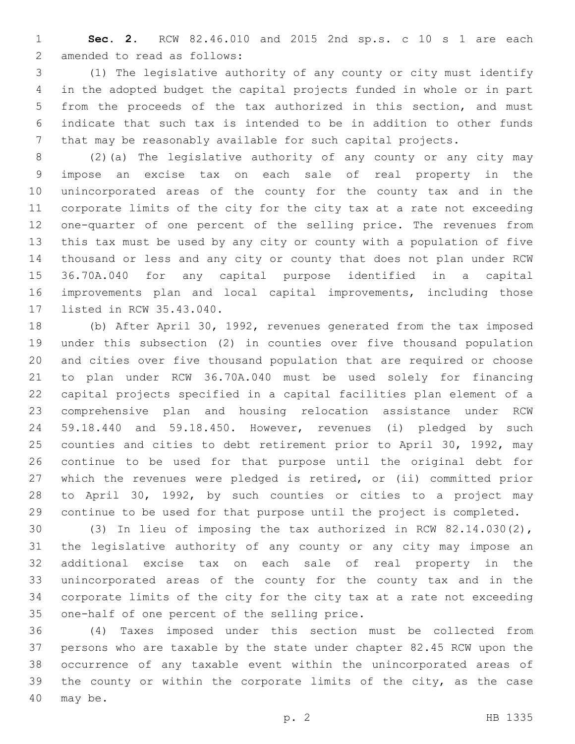**Sec. 2.** RCW 82.46.010 and 2015 2nd sp.s. c 10 s 1 are each amended to read as follows:

(1) The legislative authority of any county or city must identify in the adopted budget the capital projects funded in whole or in part from the proceeds of the tax authorized in this section, and must indicate that such tax is intended to be in addition to other funds that may be reasonably available for such capital projects.

(2)(a) The legislative authority of any county or any city may impose an excise tax on each sale of real property in the unincorporated areas of the county for the county tax and in the corporate limits of the city for the city tax at a rate not exceeding one-quarter of one percent of the selling price. The revenues from this tax must be used by any city or county with a population of five thousand or less and any city or county that does not plan under RCW 36.70A.040 for any capital purpose identified in a capital improvements plan and local capital improvements, including those listed in RCW 35.43.040.

(b) After April 30, 1992, revenues generated from the tax imposed under this subsection (2) in counties over five thousand population and cities over five thousand population that are required or choose to plan under RCW 36.70A.040 must be used solely for financing capital projects specified in a capital facilities plan element of a comprehensive plan and housing relocation assistance under RCW 59.18.440 and 59.18.450. However, revenues (i) pledged by such counties and cities to debt retirement prior to April 30, 1992, may continue to be used for that purpose until the original debt for which the revenues were pledged is retired, or (ii) committed prior to April 30, 1992, by such counties or cities to a project may continue to be used for that purpose until the project is completed.

(3) In lieu of imposing the tax authorized in RCW 82.14.030(2), the legislative authority of any county or any city may impose an additional excise tax on each sale of real property in the unincorporated areas of the county for the county tax and in the corporate limits of the city for the city tax at a rate not exceeding one-half of one percent of the selling price.

(4) Taxes imposed under this section must be collected from persons who are taxable by the state under chapter 82.45 RCW upon the occurrence of any taxable event within the unincorporated areas of the county or within the corporate limits of the city, as the case may be.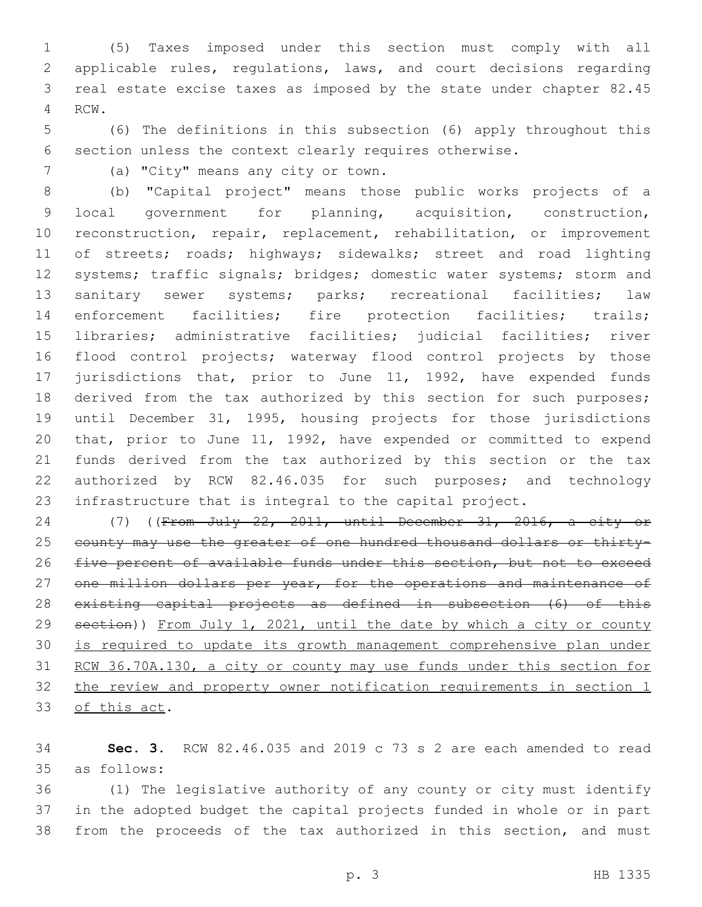(5) Taxes imposed under this section must comply with all applicable rules, regulations, laws, and court decisions regarding real estate excise taxes as imposed by the state under chapter 82.45 RCW.

(6) The definitions in this subsection (6) apply throughout this section unless the context clearly requires otherwise.

(a) "City" means any city or town.

(b) "Capital project" means those public works projects of a local government for planning, acquisition, construction, reconstruction, repair, replacement, rehabilitation, or improvement of streets; roads; highways; sidewalks; street and road lighting systems; traffic signals; bridges; domestic water systems; storm and sanitary sewer systems; parks; recreational facilities; law enforcement facilities; fire protection facilities; trails; libraries; administrative facilities; judicial facilities; river flood control projects; waterway flood control projects by those jurisdictions that, prior to June 11, 1992, have expended funds derived from the tax authorized by this section for such purposes; until December 31, 1995, housing projects for those jurisdictions that, prior to June 11, 1992, have expended or committed to expend funds derived from the tax authorized by this section or the tax authorized by RCW 82.46.035 for such purposes; and technology infrastructure that is integral to the capital project.

(7) ((~~From July 22, 2011, until December 31, 2016, a city or county may use the greater of one hundred thousand dollars or thirty-five percent of available funds under this section, but not to exceed one million dollars per year, for the operations and maintenance of existing capital projects as defined in subsection (6) of this section~~)) <u>From July 1, 2021, until the date by which a city or county is required to update its growth management comprehensive plan under RCW 36.70A.130, a city or county may use funds under this section for the review and property owner notification requirements in section 1 of this act</u>.

**Sec. 3.** RCW 82.46.035 and 2019 c 73 s 2 are each amended to read as follows:

(1) The legislative authority of any county or city must identify in the adopted budget the capital projects funded in whole or in part from the proceeds of the tax authorized in this section, and must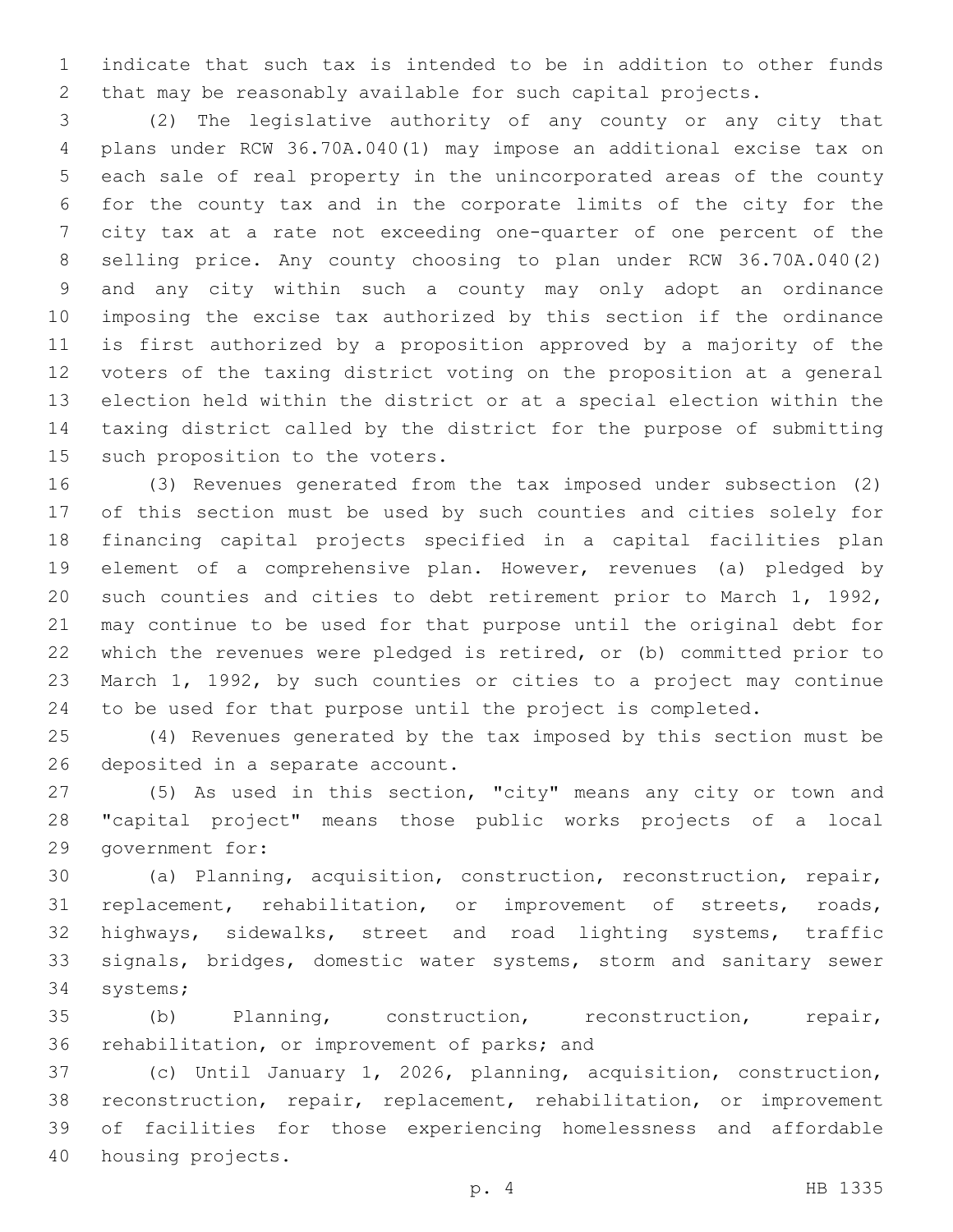indicate that such tax is intended to be in addition to other funds that may be reasonably available for such capital projects.

(2) The legislative authority of any county or any city that plans under RCW 36.70A.040(1) may impose an additional excise tax on each sale of real property in the unincorporated areas of the county for the county tax and in the corporate limits of the city for the city tax at a rate not exceeding one-quarter of one percent of the selling price. Any county choosing to plan under RCW 36.70A.040(2) and any city within such a county may only adopt an ordinance imposing the excise tax authorized by this section if the ordinance is first authorized by a proposition approved by a majority of the voters of the taxing district voting on the proposition at a general election held within the district or at a special election within the taxing district called by the district for the purpose of submitting such proposition to the voters.

(3) Revenues generated from the tax imposed under subsection (2) of this section must be used by such counties and cities solely for financing capital projects specified in a capital facilities plan element of a comprehensive plan. However, revenues (a) pledged by such counties and cities to debt retirement prior to March 1, 1992, may continue to be used for that purpose until the original debt for which the revenues were pledged is retired, or (b) committed prior to March 1, 1992, by such counties or cities to a project may continue to be used for that purpose until the project is completed.

(4) Revenues generated by the tax imposed by this section must be deposited in a separate account.

(5) As used in this section, "city" means any city or town and "capital project" means those public works projects of a local government for:

(a) Planning, acquisition, construction, reconstruction, repair, replacement, rehabilitation, or improvement of streets, roads, highways, sidewalks, street and road lighting systems, traffic signals, bridges, domestic water systems, storm and sanitary sewer systems;

(b) Planning, construction, reconstruction, repair, rehabilitation, or improvement of parks; and

(c) Until January 1, 2026, planning, acquisition, construction, reconstruction, repair, replacement, rehabilitation, or improvement of facilities for those experiencing homelessness and affordable housing projects.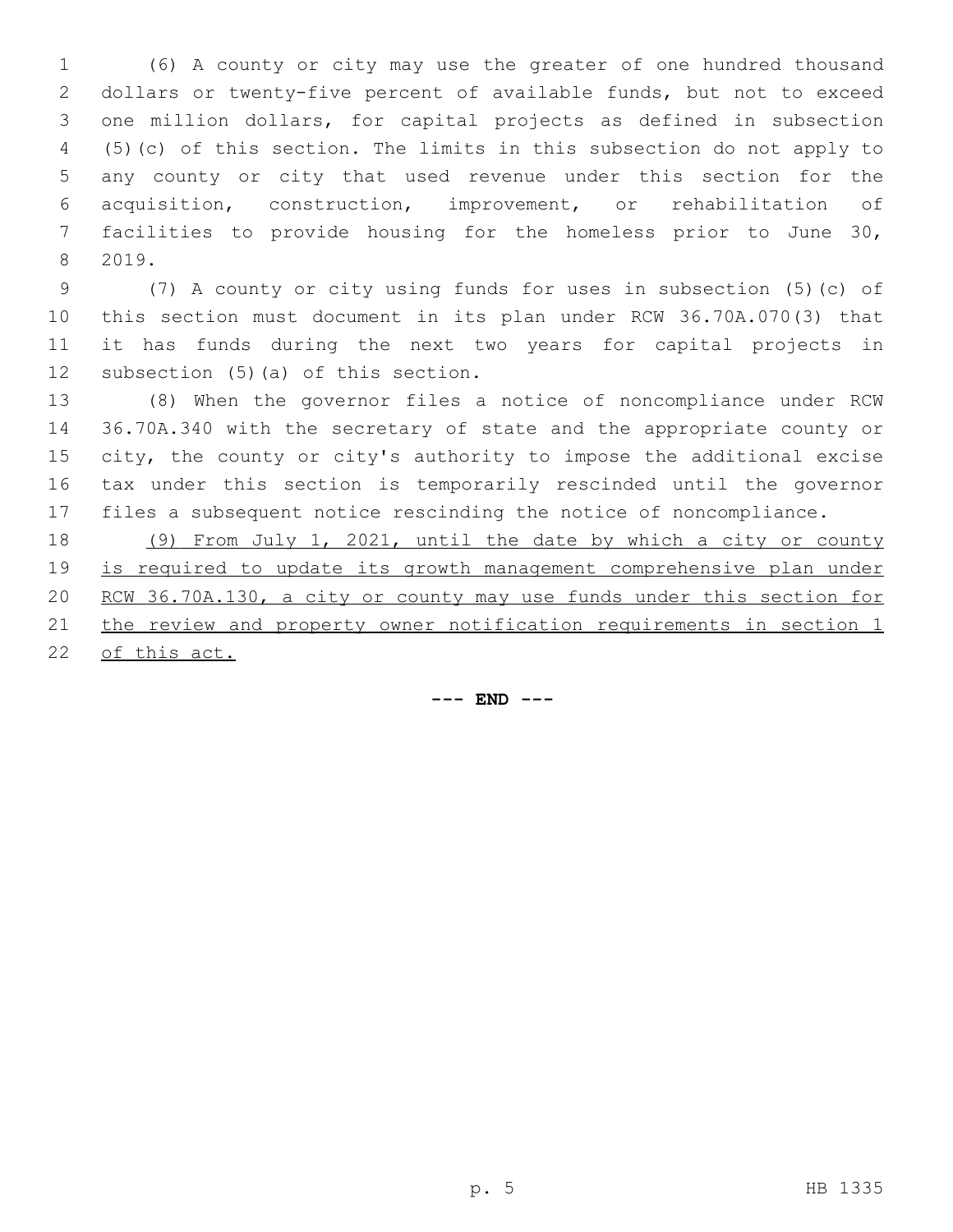(6) A county or city may use the greater of one hundred thousand dollars or twenty-five percent of available funds, but not to exceed one million dollars, for capital projects as defined in subsection (5)(c) of this section. The limits in this subsection do not apply to any county or city that used revenue under this section for the acquisition, construction, improvement, or rehabilitation of facilities to provide housing for the homeless prior to June 30, 2019.

(7) A county or city using funds for uses in subsection (5)(c) of this section must document in its plan under RCW 36.70A.070(3) that it has funds during the next two years for capital projects in subsection (5)(a) of this section.

(8) When the governor files a notice of noncompliance under RCW 36.70A.340 with the secretary of state and the appropriate county or city, the county or city's authority to impose the additional excise tax under this section is temporarily rescinded until the governor files a subsequent notice rescinding the notice of noncompliance.

<u>(9) From July 1, 2021, until the date by which a city or county is required to update its growth management comprehensive plan under RCW 36.70A.130, a city or county may use funds under this section for the review and property owner notification requirements in section 1 of this act.</u>

**--- END ---**